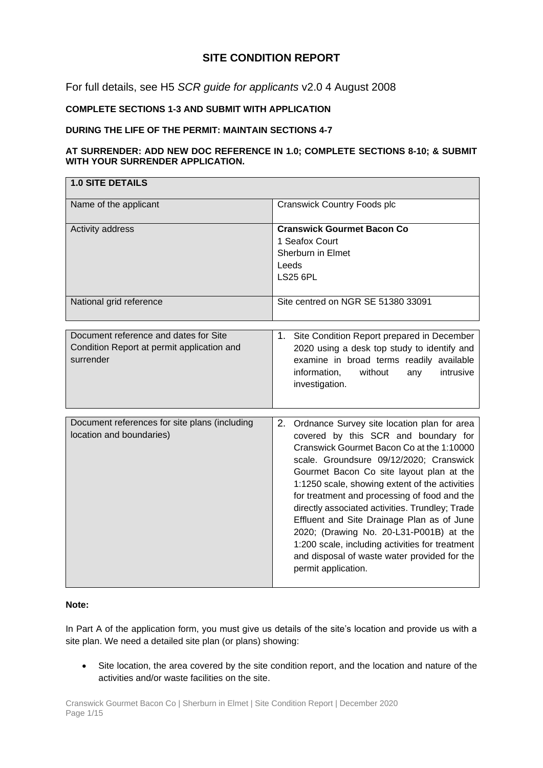# SITE CONDITION REPORT

For full details, see H5 *SCR guide for applicants* v2.0 4 August 2008

**COMPLETE SECTIONS 1-3 AND SUBMIT WITH APPLICATION**

**DURING THE LIFE OF THE PERMIT: MAINTAIN SECTIONS 4-7**

**AT SURRENDER: ADD NEW DOC REFERENCE IN 1.0; COMPLETE SECTIONS 8-10; & SUBMIT WITH YOUR SURRENDER APPLICATION.**

| **1.0 SITE DETAILS** | |
|---|---|
| Name of the applicant | Cranswick Country Foods plc |
| Activity address | **Cranswick Gourmet Bacon Co**<br>1 Seafox Court<br>Sherburn in Elmet<br>Leeds<br>LS25 6PL |
| National grid reference | Site centred on NGR SE 51380 33091 |

| | |
|---|---|
| Document reference and dates for Site Condition Report at permit application and surrender | 1. Site Condition Report prepared in December 2020 using a desk top study to identify and examine in broad terms readily available information, without any intrusive investigation. |

| | |
|---|---|
| Document references for site plans (including location and boundaries) | 2. Ordnance Survey site location plan for area covered by this SCR and boundary for Cranswick Gourmet Bacon Co at the 1:10000 scale. Groundsure 09/12/2020; Cranswick Gourmet Bacon Co site layout plan at the 1:1250 scale, showing extent of the activities for treatment and processing of food and the directly associated activities. Trundley; Trade Effluent and Site Drainage Plan as of June 2020; (Drawing No. 20-L31-P001B) at the 1:200 scale, including activities for treatment and disposal of waste water provided for the permit application. |

**Note:**

In Part A of the application form, you must give us details of the site's location and provide us with a site plan. We need a detailed site plan (or plans) showing:

- Site location, the area covered by the site condition report, and the location and nature of the activities and/or waste facilities on the site.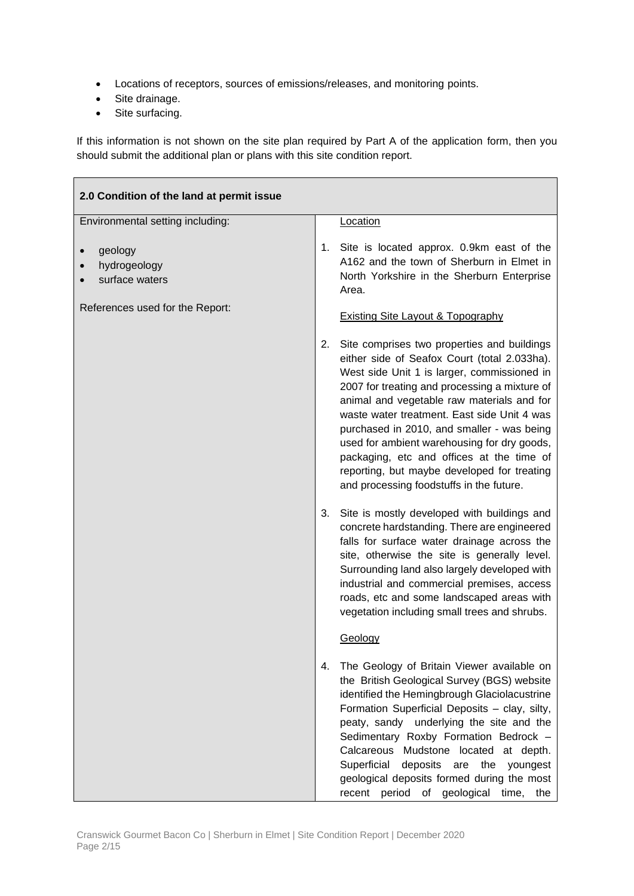- Locations of receptors, sources of emissions/releases, and monitoring points.
- Site drainage.
- Site surfacing.

If this information is not shown on the site plan required by Part A of the application form, then you should submit the additional plan or plans with this site condition report.

| 2.0 Condition of the land at permit issue | |
|---|---|
| Environmental setting including:<br><br>• geology<br>• hydrogeology<br>• surface waters<br><br>References used for the Report: | <u>Location</u><br><br>1. Site is located approx. 0.9km east of the A162 and the town of Sherburn in Elmet in North Yorkshire in the Sherburn Enterprise Area.<br><br><u>Existing Site Layout & Topography</u><br><br>2. Site comprises two properties and buildings either side of Seafox Court (total 2.033ha). West side Unit 1 is larger, commissioned in 2007 for treating and processing a mixture of animal and vegetable raw materials and for waste water treatment. East side Unit 4 was purchased in 2010, and smaller - was being used for ambient warehousing for dry goods, packaging, etc and offices at the time of reporting, but maybe developed for treating and processing foodstuffs in the future.<br><br>3. Site is mostly developed with buildings and concrete hardstanding. There are engineered falls for surface water drainage across the site, otherwise the site is generally level. Surrounding land also largely developed with industrial and commercial premises, access roads, etc and some landscaped areas with vegetation including small trees and shrubs.<br><br><u>Geology</u><br><br>4. The Geology of Britain Viewer available on the British Geological Survey (BGS) website identified the Hemingbrough Glaciolacustrine Formation Superficial Deposits – clay, silty, peaty, sandy underlying the site and the Sedimentary Roxby Formation Bedrock – Calcareous Mudstone located at depth. Superficial deposits are the youngest geological deposits formed during the most recent period of geological time, the |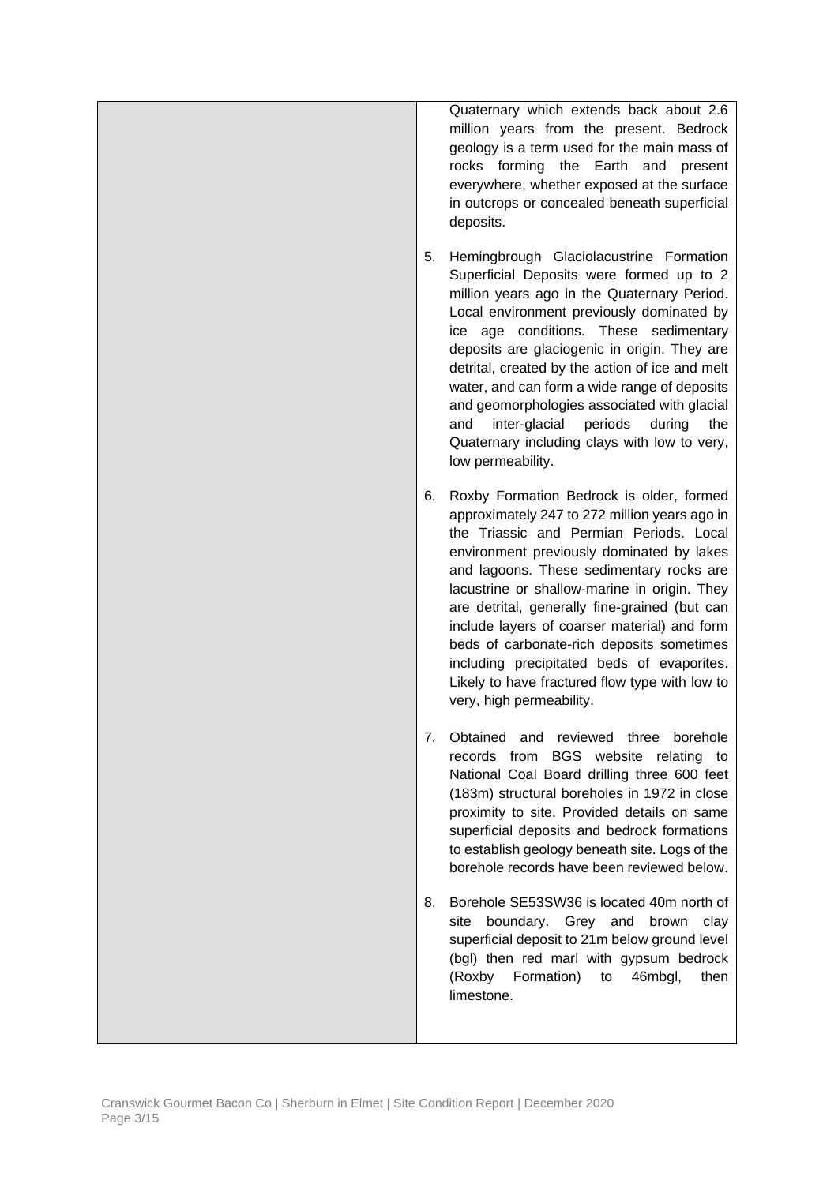Quaternary which extends back about 2.6 million years from the present. Bedrock geology is a term used for the main mass of rocks forming the Earth and present everywhere, whether exposed at the surface in outcrops or concealed beneath superficial deposits.

5. Hemingbrough Glaciolacustrine Formation Superficial Deposits were formed up to 2 million years ago in the Quaternary Period. Local environment previously dominated by ice age conditions. These sedimentary deposits are glaciogenic in origin. They are detrital, created by the action of ice and melt water, and can form a wide range of deposits and geomorphologies associated with glacial and inter-glacial periods during the Quaternary including clays with low to very, low permeability.

6. Roxby Formation Bedrock is older, formed approximately 247 to 272 million years ago in the Triassic and Permian Periods. Local environment previously dominated by lakes and lagoons. These sedimentary rocks are lacustrine or shallow-marine in origin. They are detrital, generally fine-grained (but can include layers of coarser material) and form beds of carbonate-rich deposits sometimes including precipitated beds of evaporites. Likely to have fractured flow type with low to very, high permeability.

7. Obtained and reviewed three borehole records from BGS website relating to National Coal Board drilling three 600 feet (183m) structural boreholes in 1972 in close proximity to site. Provided details on same superficial deposits and bedrock formations to establish geology beneath site. Logs of the borehole records have been reviewed below.

8. Borehole SE53SW36 is located 40m north of site boundary. Grey and brown clay superficial deposit to 21m below ground level (bgl) then red marl with gypsum bedrock (Roxby Formation) to 46mbgl, then limestone.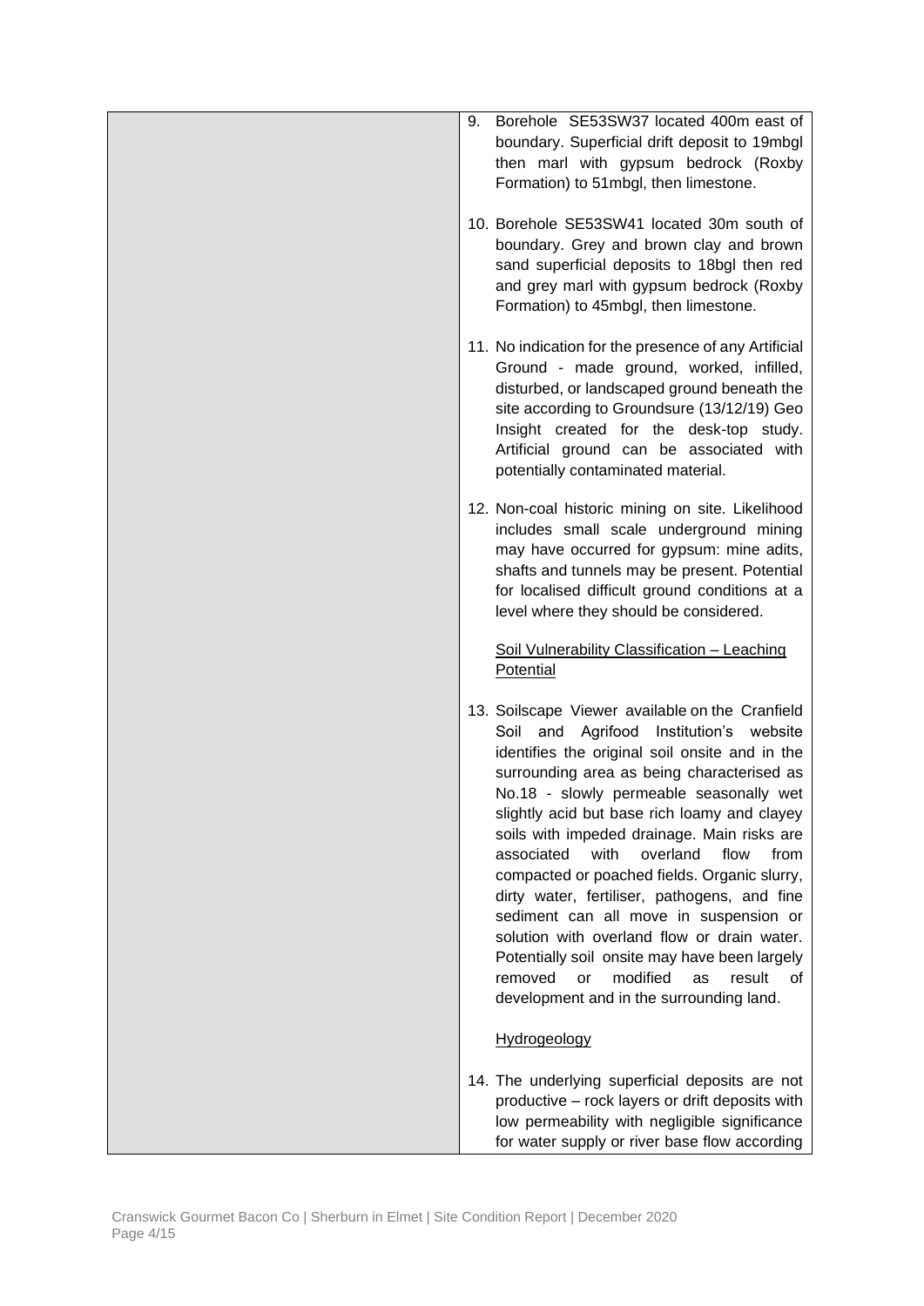| | |
|---|---|
| | 9. Borehole SE53SW37 located 400m east of boundary. Superficial drift deposit to 19mbgl then marl with gypsum bedrock (Roxby Formation) to 51mbgl, then limestone.<br><br>10. Borehole SE53SW41 located 30m south of boundary. Grey and brown clay and brown sand superficial deposits to 18bgl then red and grey marl with gypsum bedrock (Roxby Formation) to 45mbgl, then limestone.<br><br>11. No indication for the presence of any Artificial Ground - made ground, worked, infilled, disturbed, or landscaped ground beneath the site according to Groundsure (13/12/19) Geo Insight created for the desk-top study. Artificial ground can be associated with potentially contaminated material.<br><br>12. Non-coal historic mining on site. Likelihood includes small scale underground mining may have occurred for gypsum: mine adits, shafts and tunnels may be present. Potential for localised difficult ground conditions at a level where they should be considered.<br><br><u>Soil Vulnerability Classification – Leaching Potential</u><br><br>13. Soilscape Viewer available on the Cranfield Soil and Agrifood Institution's website identifies the original soil onsite and in the surrounding area as being characterised as No.18 - slowly permeable seasonally wet slightly acid but base rich loamy and clayey soils with impeded drainage. Main risks are associated with overland flow from compacted or poached fields. Organic slurry, dirty water, fertiliser, pathogens, and fine sediment can all move in suspension or solution with overland flow or drain water. Potentially soil onsite may have been largely removed or modified as result of development and in the surrounding land.<br><br><u>Hydrogeology</u><br><br>14. The underlying superficial deposits are not productive – rock layers or drift deposits with low permeability with negligible significance for water supply or river base flow according |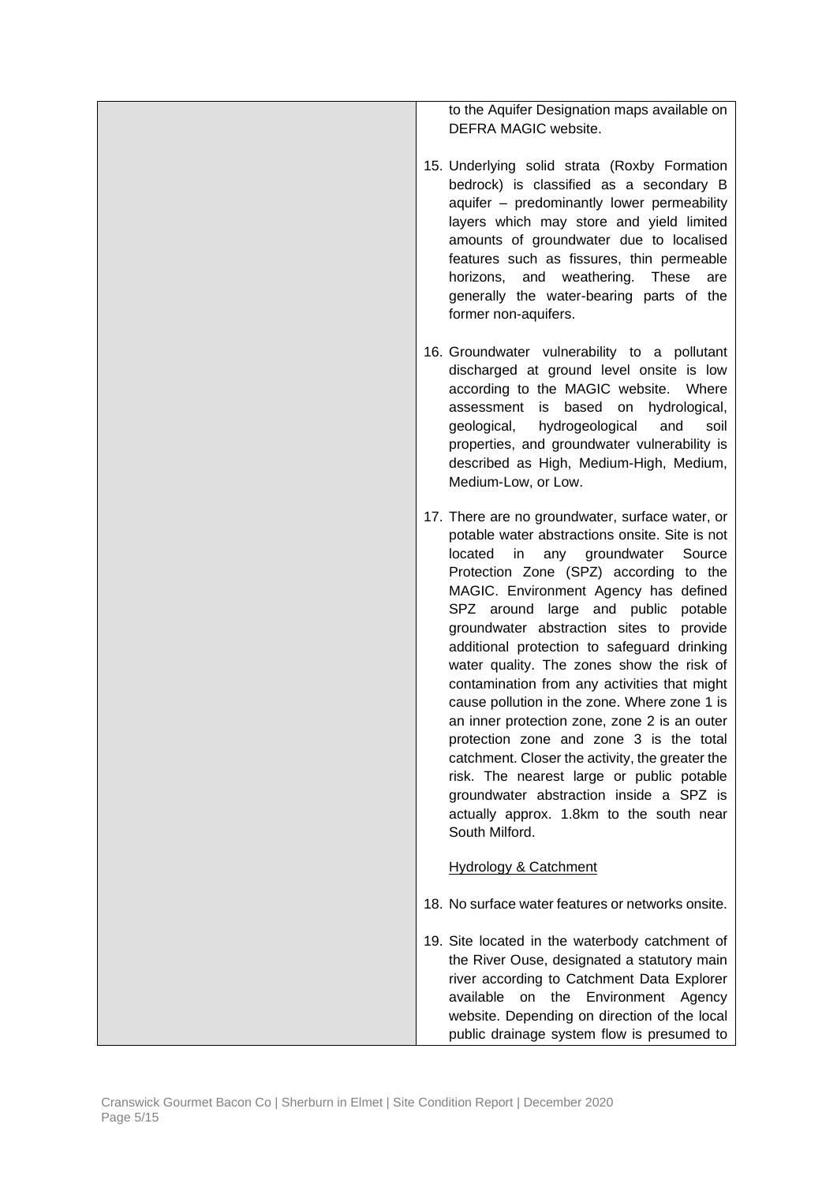| | to the Aquifer Designation maps available on DEFRA MAGIC website.<br><br>15. Underlying solid strata (Roxby Formation bedrock) is classified as a secondary B aquifer – predominantly lower permeability layers which may store and yield limited amounts of groundwater due to localised features such as fissures, thin permeable horizons, and weathering. These are generally the water-bearing parts of the former non-aquifers.<br><br>16. Groundwater vulnerability to a pollutant discharged at ground level onsite is low according to the MAGIC website. Where assessment is based on hydrological, geological, hydrogeological and soil properties, and groundwater vulnerability is described as High, Medium-High, Medium, Medium-Low, or Low.<br><br>17. There are no groundwater, surface water, or potable water abstractions onsite. Site is not located in any groundwater Source Protection Zone (SPZ) according to the MAGIC. Environment Agency has defined SPZ around large and public potable groundwater abstraction sites to provide additional protection to safeguard drinking water quality. The zones show the risk of contamination from any activities that might cause pollution in the zone. Where zone 1 is an inner protection zone, zone 2 is an outer protection zone and zone 3 is the total catchment. Closer the activity, the greater the risk. The nearest large or public potable groundwater abstraction inside a SPZ is actually approx. 1.8km to the south near South Milford.<br><br><u>Hydrology & Catchment</u><br><br>18. No surface water features or networks onsite.<br><br>19. Site located in the waterbody catchment of the River Ouse, designated a statutory main river according to Catchment Data Explorer available on the Environment Agency website. Depending on direction of the local public drainage system flow is presumed to |
|---|---|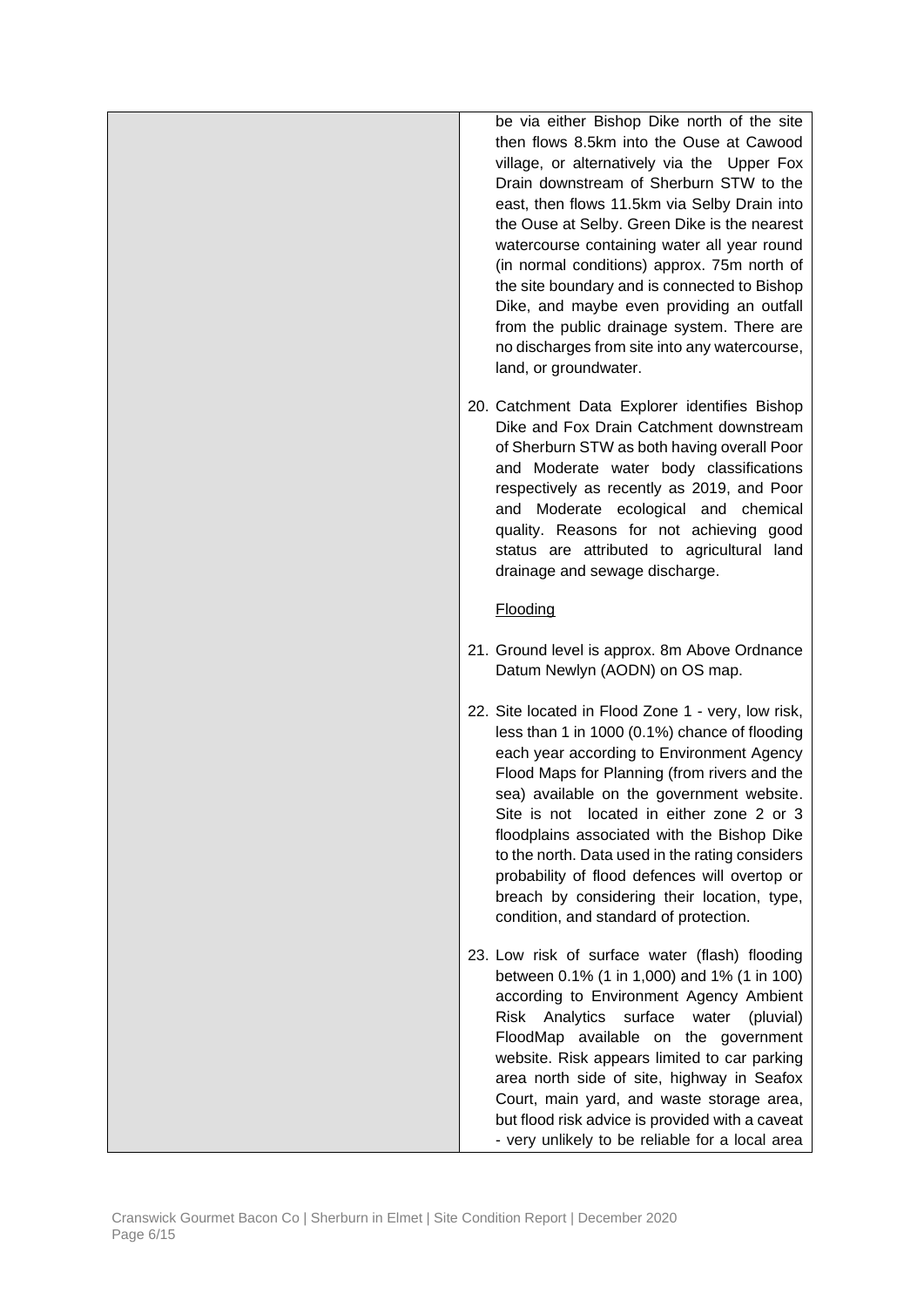| | |
|---|---|
| | be via either Bishop Dike north of the site then flows 8.5km into the Ouse at Cawood village, or alternatively via the Upper Fox Drain downstream of Sherburn STW to the east, then flows 11.5km via Selby Drain into the Ouse at Selby. Green Dike is the nearest watercourse containing water all year round (in normal conditions) approx. 75m north of the site boundary and is connected to Bishop Dike, and maybe even providing an outfall from the public drainage system. There are no discharges from site into any watercourse, land, or groundwater.<br><br>20. Catchment Data Explorer identifies Bishop Dike and Fox Drain Catchment downstream of Sherburn STW as both having overall Poor and Moderate water body classifications respectively as recently as 2019, and Poor and Moderate ecological and chemical quality. Reasons for not achieving good status are attributed to agricultural land drainage and sewage discharge.<br><br><u>Flooding</u><br><br>21. Ground level is approx. 8m Above Ordnance Datum Newlyn (AODN) on OS map.<br><br>22. Site located in Flood Zone 1 - very, low risk, less than 1 in 1000 (0.1%) chance of flooding each year according to Environment Agency Flood Maps for Planning (from rivers and the sea) available on the government website. Site is not located in either zone 2 or 3 floodplains associated with the Bishop Dike to the north. Data used in the rating considers probability of flood defences will overtop or breach by considering their location, type, condition, and standard of protection.<br><br>23. Low risk of surface water (flash) flooding between 0.1% (1 in 1,000) and 1% (1 in 100) according to Environment Agency Ambient Risk Analytics surface water (pluvial) FloodMap available on the government website. Risk appears limited to car parking area north side of site, highway in Seafox Court, main yard, and waste storage area, but flood risk advice is provided with a caveat - very unlikely to be reliable for a local area |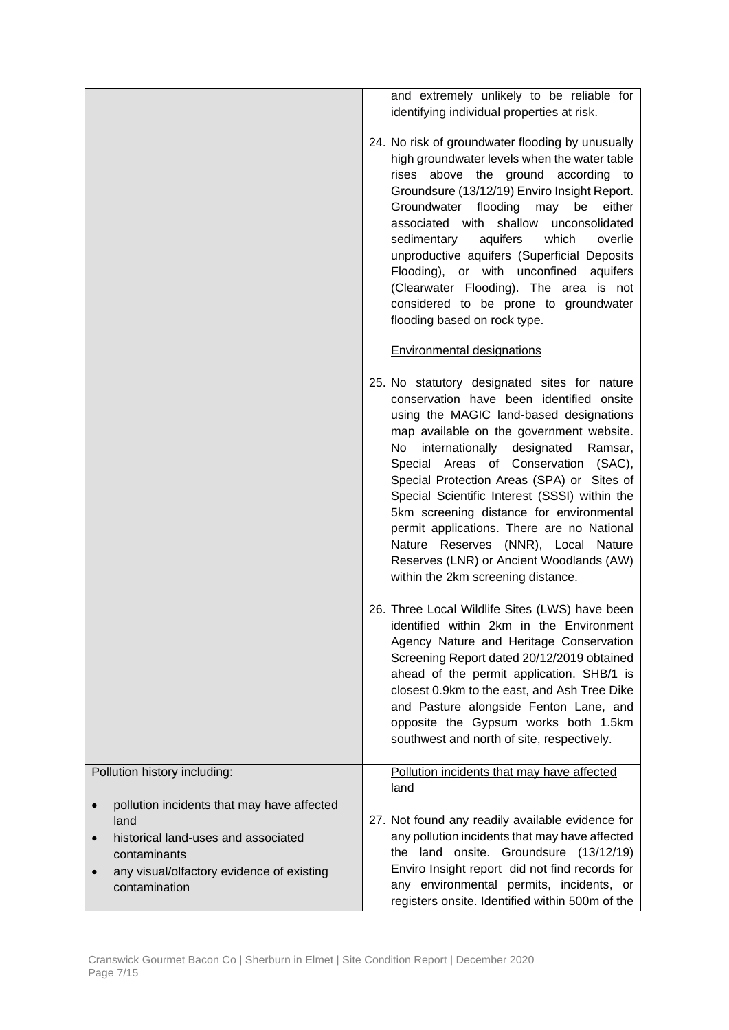| | |
|---|---|
| | and extremely unlikely to be reliable for identifying individual properties at risk.<br><br>24. No risk of groundwater flooding by unusually high groundwater levels when the water table rises above the ground according to Groundsure (13/12/19) Enviro Insight Report. Groundwater flooding may be either associated with shallow unconsolidated sedimentary aquifers which overlie unproductive aquifers (Superficial Deposits Flooding), or with unconfined aquifers (Clearwater Flooding). The area is not considered to be prone to groundwater flooding based on rock type.<br><br><u>Environmental designations</u><br><br>25. No statutory designated sites for nature conservation have been identified onsite using the MAGIC land-based designations map available on the government website. No internationally designated Ramsar, Special Areas of Conservation (SAC), Special Protection Areas (SPA) or Sites of Special Scientific Interest (SSSI) within the 5km screening distance for environmental permit applications. There are no National Nature Reserves (NNR), Local Nature Reserves (LNR) or Ancient Woodlands (AW) within the 2km screening distance.<br><br>26. Three Local Wildlife Sites (LWS) have been identified within 2km in the Environment Agency Nature and Heritage Conservation Screening Report dated 20/12/2019 obtained ahead of the permit application. SHB/1 is closest 0.9km to the east, and Ash Tree Dike and Pasture alongside Fenton Lane, and opposite the Gypsum works both 1.5km southwest and north of site, respectively. |
| Pollution history including:<br><br>• pollution incidents that may have affected land<br>• historical land-uses and associated contaminants<br>• any visual/olfactory evidence of existing contamination | <u>Pollution incidents that may have affected land</u><br><br>27. Not found any readily available evidence for any pollution incidents that may have affected the land onsite. Groundsure (13/12/19) Enviro Insight report did not find records for any environmental permits, incidents, or registers onsite. Identified within 500m of the |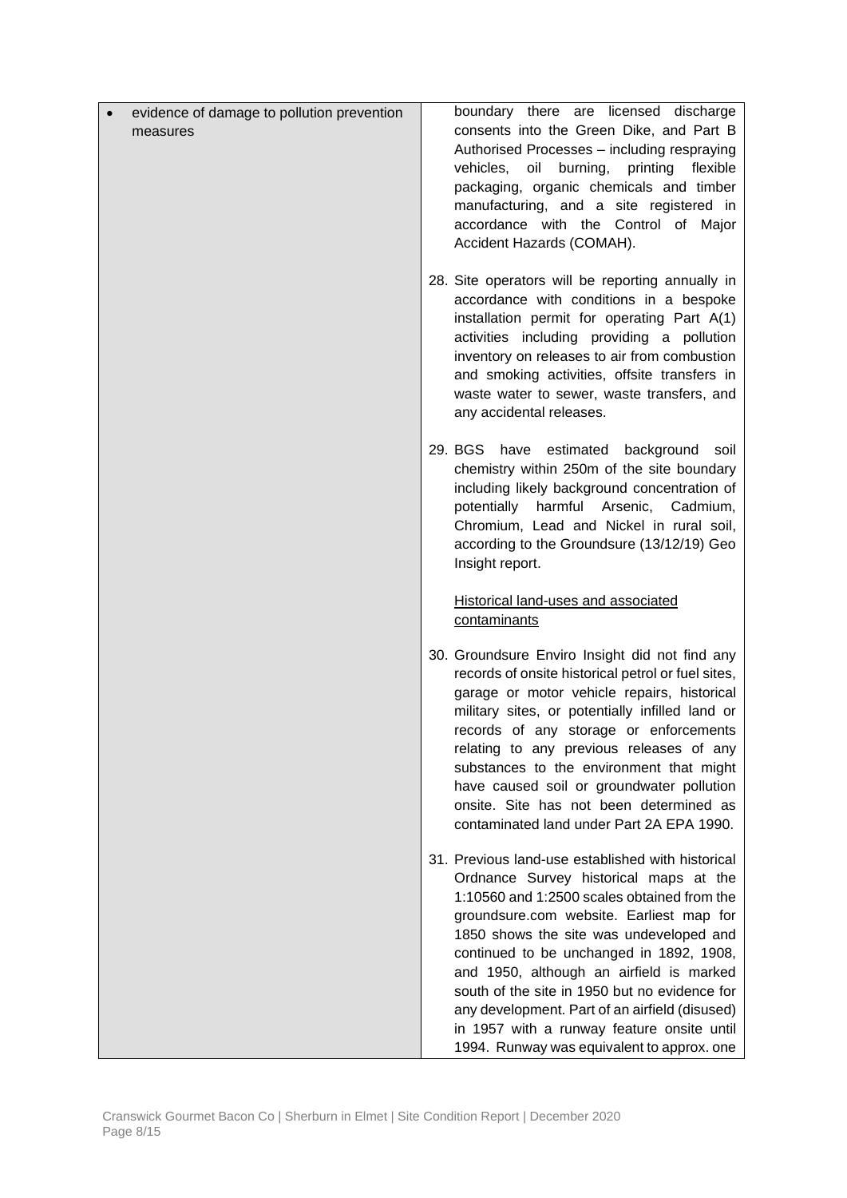| • evidence of damage to pollution prevention measures | boundary there are licensed discharge consents into the Green Dike, and Part B Authorised Processes – including respraying vehicles, oil burning, printing flexible packaging, organic chemicals and timber manufacturing, and a site registered in accordance with the Control of Major Accident Hazards (COMAH).<br><br>28. Site operators will be reporting annually in accordance with conditions in a bespoke installation permit for operating Part A(1) activities including providing a pollution inventory on releases to air from combustion and smoking activities, offsite transfers in waste water to sewer, waste transfers, and any accidental releases.<br><br>29. BGS have estimated background soil chemistry within 250m of the site boundary including likely background concentration of potentially harmful Arsenic, Cadmium, Chromium, Lead and Nickel in rural soil, according to the Groundsure (13/12/19) Geo Insight report.<br><br><u>Historical land-uses and associated contaminants</u><br><br>30. Groundsure Enviro Insight did not find any records of onsite historical petrol or fuel sites, garage or motor vehicle repairs, historical military sites, or potentially infilled land or records of any storage or enforcements relating to any previous releases of any substances to the environment that might have caused soil or groundwater pollution onsite. Site has not been determined as contaminated land under Part 2A EPA 1990.<br><br>31. Previous land-use established with historical Ordnance Survey historical maps at the 1:10560 and 1:2500 scales obtained from the groundsure.com website. Earliest map for 1850 shows the site was undeveloped and continued to be unchanged in 1892, 1908, and 1950, although an airfield is marked south of the site in 1950 but no evidence for any development. Part of an airfield (disused) in 1957 with a runway feature onsite until 1994. Runway was equivalent to approx. one |
|---|---|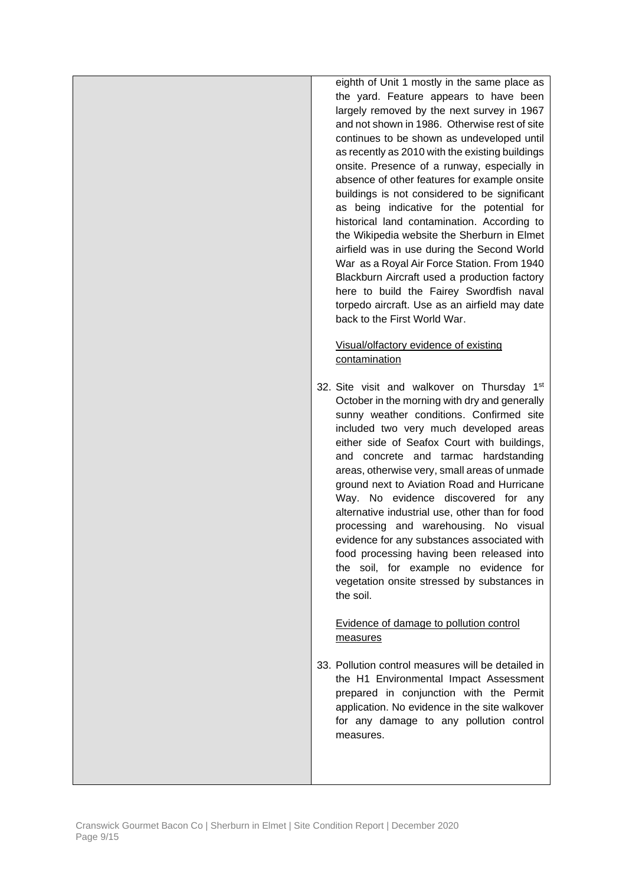| | |
|---|---|
| | eighth of Unit 1 mostly in the same place as the yard. Feature appears to have been largely removed by the next survey in 1967 and not shown in 1986. Otherwise rest of site continues to be shown as undeveloped until as recently as 2010 with the existing buildings onsite. Presence of a runway, especially in absence of other features for example onsite buildings is not considered to be significant as being indicative for the potential for historical land contamination. According to the Wikipedia website the Sherburn in Elmet airfield was in use during the Second World War as a Royal Air Force Station. From 1940 Blackburn Aircraft used a production factory here to build the Fairey Swordfish naval torpedo aircraft. Use as an airfield may date back to the First World War.<br><br><u>Visual/olfactory evidence of existing contamination</u><br><br>32. Site visit and walkover on Thursday 1st October in the morning with dry and generally sunny weather conditions. Confirmed site included two very much developed areas either side of Seafox Court with buildings, and concrete and tarmac hardstanding areas, otherwise very, small areas of unmade ground next to Aviation Road and Hurricane Way. No evidence discovered for any alternative industrial use, other than for food processing and warehousing. No visual evidence for any substances associated with food processing having been released into the soil, for example no evidence for vegetation onsite stressed by substances in the soil.<br><br><u>Evidence of damage to pollution control measures</u><br><br>33. Pollution control measures will be detailed in the H1 Environmental Impact Assessment prepared in conjunction with the Permit application. No evidence in the site walkover for any damage to any pollution control measures. |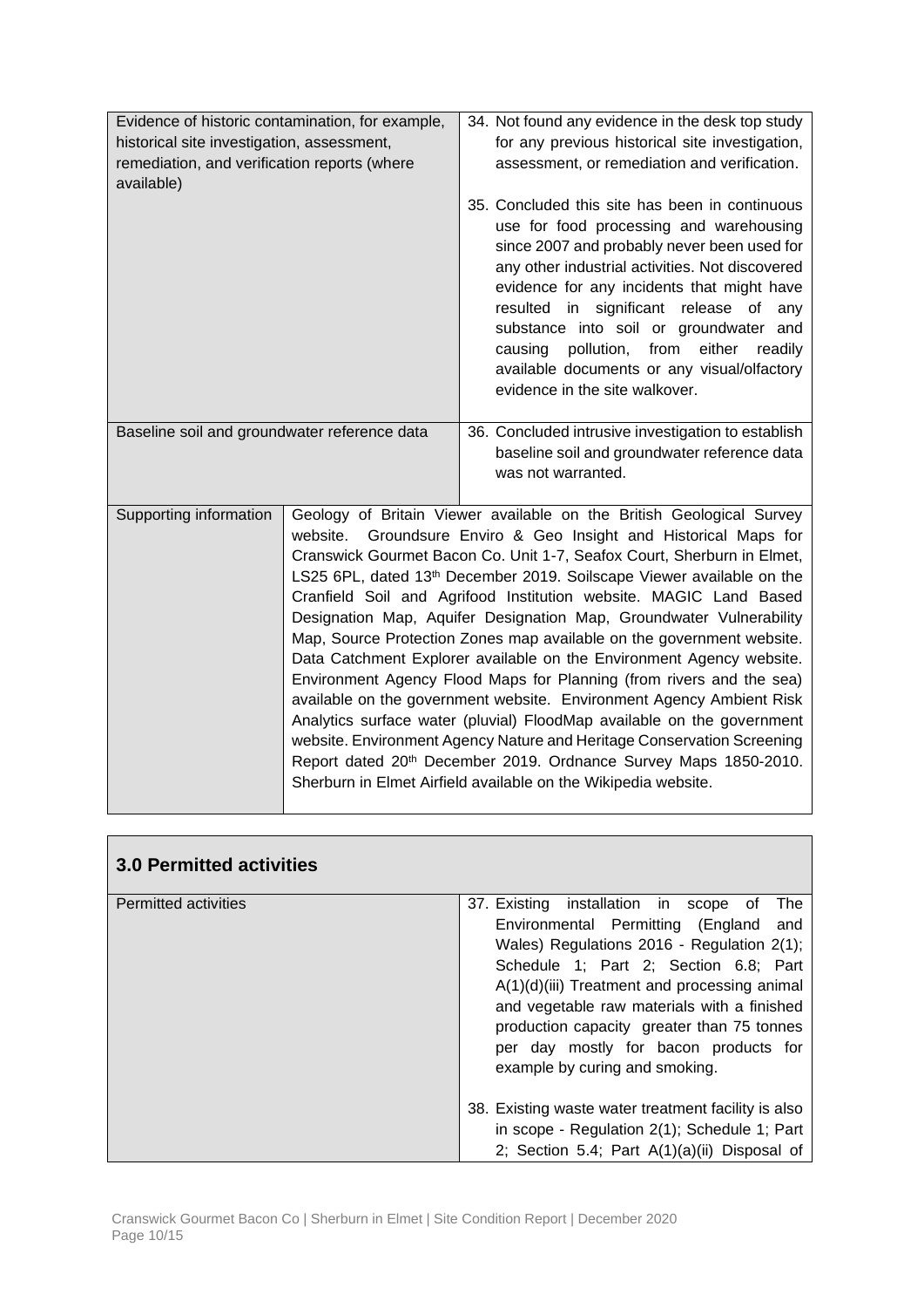| | |
|---|---|
| Evidence of historic contamination, for example, historical site investigation, assessment, remediation, and verification reports (where available) | 34. Not found any evidence in the desk top study for any previous historical site investigation, assessment, or remediation and verification.<br><br>35. Concluded this site has been in continuous use for food processing and warehousing since 2007 and probably never been used for any other industrial activities. Not discovered evidence for any incidents that might have resulted in significant release of any substance into soil or groundwater and causing pollution, from either readily available documents or any visual/olfactory evidence in the site walkover. |
| Baseline soil and groundwater reference data | 36. Concluded intrusive investigation to establish baseline soil and groundwater reference data was not warranted. |
| Supporting information | Geology of Britain Viewer available on the British Geological Survey website. Groundsure Enviro & Geo Insight and Historical Maps for Cranswick Gourmet Bacon Co. Unit 1-7, Seafox Court, Sherburn in Elmet, LS25 6PL, dated 13th December 2019. Soilscape Viewer available on the Cranfield Soil and Agrifood Institution website. MAGIC Land Based Designation Map, Aquifer Designation Map, Groundwater Vulnerability Map, Source Protection Zones map available on the government website. Data Catchment Explorer available on the Environment Agency website. Environment Agency Flood Maps for Planning (from rivers and the sea) available on the government website. Environment Agency Ambient Risk Analytics surface water (pluvial) FloodMap available on the government website. Environment Agency Nature and Heritage Conservation Screening Report dated 20th December 2019. Ordnance Survey Maps 1850-2010. Sherburn in Elmet Airfield available on the Wikipedia website. |

## 3.0 Permitted activities

| | |
|---|---|
| Permitted activities | 37. Existing installation in scope of The Environmental Permitting (England and Wales) Regulations 2016 - Regulation 2(1); Schedule 1; Part 2; Section 6.8; Part A(1)(d)(iii) Treatment and processing animal and vegetable raw materials with a finished production capacity greater than 75 tonnes per day mostly for bacon products for example by curing and smoking.<br><br>38. Existing waste water treatment facility is also in scope - Regulation 2(1); Schedule 1; Part 2; Section 5.4; Part A(1)(a)(ii) Disposal of |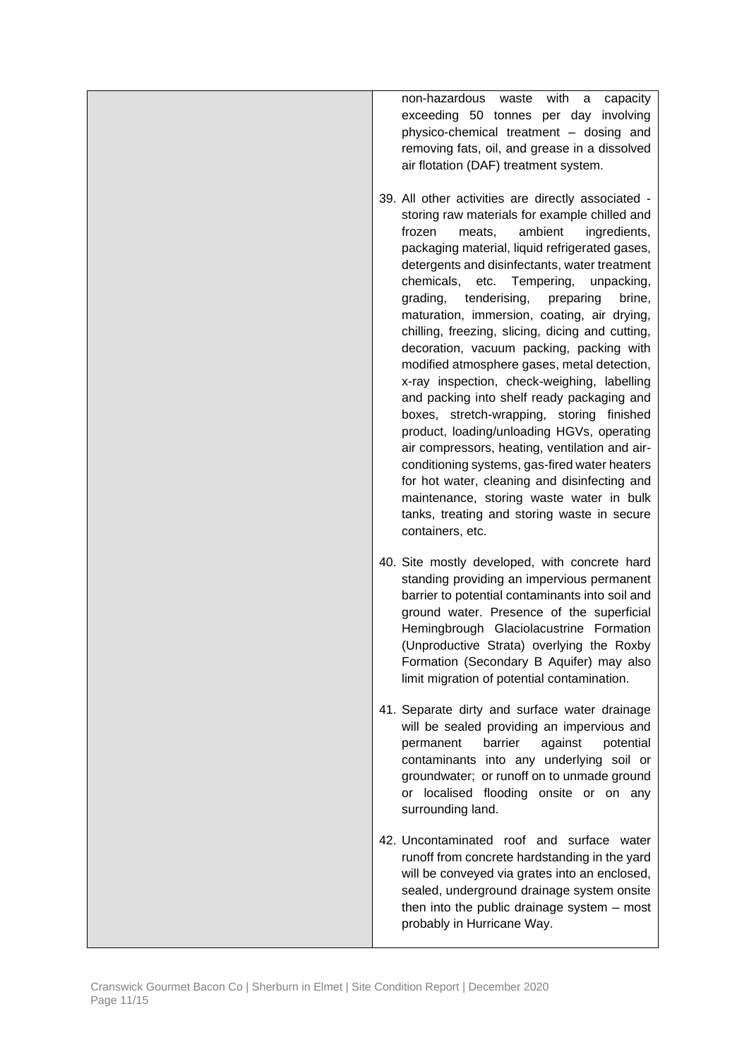| | |
|---|---|
| | non-hazardous waste with a capacity exceeding 50 tonnes per day involving physico-chemical treatment – dosing and removing fats, oil, and grease in a dissolved air flotation (DAF) treatment system.<br><br>39. All other activities are directly associated - storing raw materials for example chilled and frozen meats, ambient ingredients, packaging material, liquid refrigerated gases, detergents and disinfectants, water treatment chemicals, etc. Tempering, unpacking, grading, tenderising, preparing brine, maturation, immersion, coating, air drying, chilling, freezing, slicing, dicing and cutting, decoration, vacuum packing, packing with modified atmosphere gases, metal detection, x-ray inspection, check-weighing, labelling and packing into shelf ready packaging and boxes, stretch-wrapping, storing finished product, loading/unloading HGVs, operating air compressors, heating, ventilation and air-conditioning systems, gas-fired water heaters for hot water, cleaning and disinfecting and maintenance, storing waste water in bulk tanks, treating and storing waste in secure containers, etc.<br><br>40. Site mostly developed, with concrete hard standing providing an impervious permanent barrier to potential contaminants into soil and ground water. Presence of the superficial Hemingbrough Glaciolacustrine Formation (Unproductive Strata) overlying the Roxby Formation (Secondary B Aquifer) may also limit migration of potential contamination.<br><br>41. Separate dirty and surface water drainage will be sealed providing an impervious and permanent barrier against potential contaminants into any underlying soil or groundwater; or runoff on to unmade ground or localised flooding onsite or on any surrounding land.<br><br>42. Uncontaminated roof and surface water runoff from concrete hardstanding in the yard will be conveyed via grates into an enclosed, sealed, underground drainage system onsite then into the public drainage system – most probably in Hurricane Way. |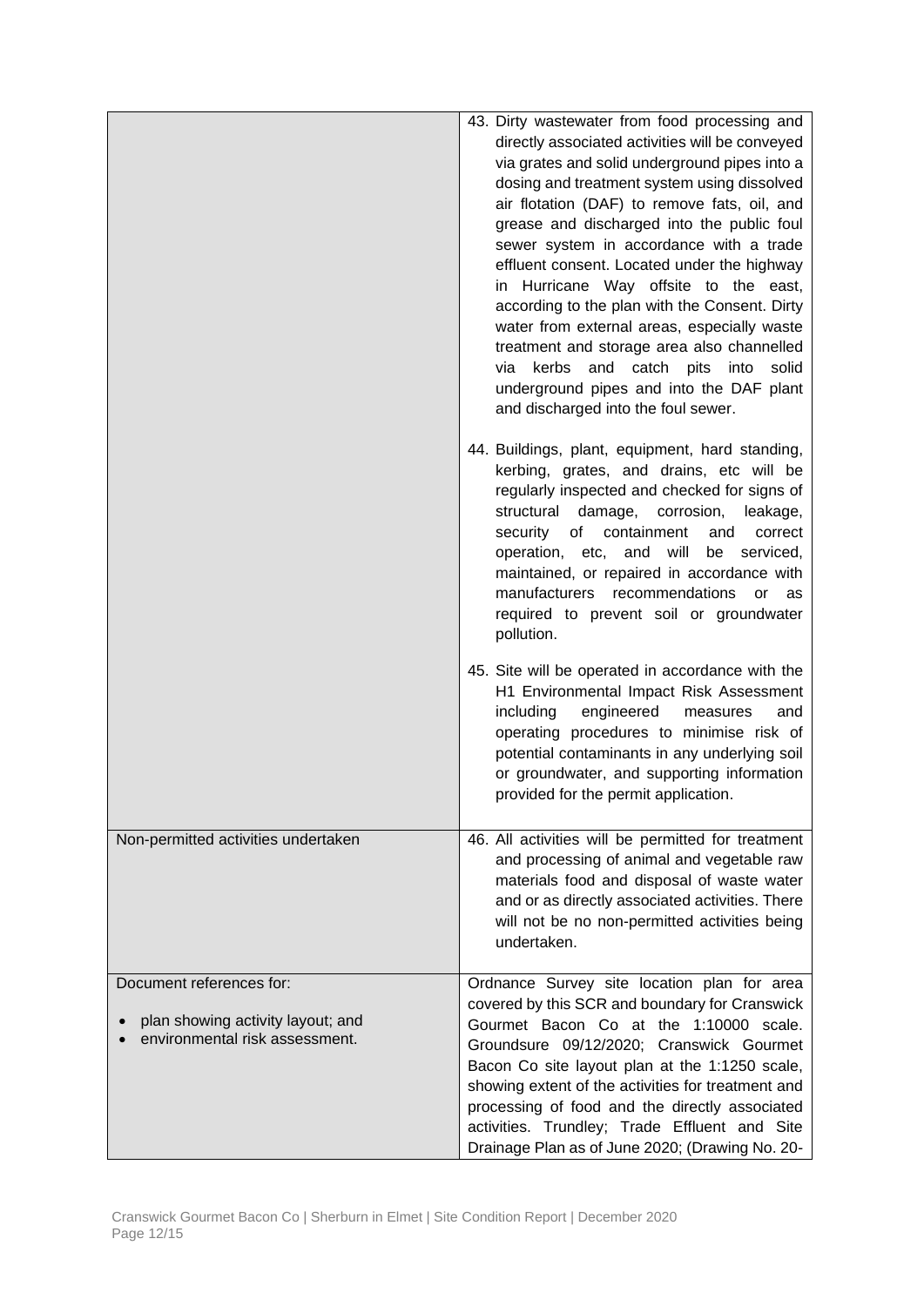| | |
|---|---|
| | 43. Dirty wastewater from food processing and directly associated activities will be conveyed via grates and solid underground pipes into a dosing and treatment system using dissolved air flotation (DAF) to remove fats, oil, and grease and discharged into the public foul sewer system in accordance with a trade effluent consent. Located under the highway in Hurricane Way offsite to the east, according to the plan with the Consent. Dirty water from external areas, especially waste treatment and storage area also channelled via kerbs and catch pits into solid underground pipes and into the DAF plant and discharged into the foul sewer.<br><br>44. Buildings, plant, equipment, hard standing, kerbing, grates, and drains, etc will be regularly inspected and checked for signs of structural damage, corrosion, leakage, security of containment and correct operation, etc, and will be serviced, maintained, or repaired in accordance with manufacturers recommendations or as required to prevent soil or groundwater pollution.<br><br>45. Site will be operated in accordance with the H1 Environmental Impact Risk Assessment including engineered measures and operating procedures to minimise risk of potential contaminants in any underlying soil or groundwater, and supporting information provided for the permit application. |
| Non-permitted activities undertaken | 46. All activities will be permitted for treatment and processing of animal and vegetable raw materials food and disposal of waste water and or as directly associated activities. There will not be no non-permitted activities being undertaken. |
| Document references for:<br><br>• plan showing activity layout; and<br>• environmental risk assessment. | Ordnance Survey site location plan for area covered by this SCR and boundary for Cranswick Gourmet Bacon Co at the 1:10000 scale. Groundsure 09/12/2020; Cranswick Gourmet Bacon Co site layout plan at the 1:1250 scale, showing extent of the activities for treatment and processing of food and the directly associated activities. Trundley; Trade Effluent and Site Drainage Plan as of June 2020; (Drawing No. 20- |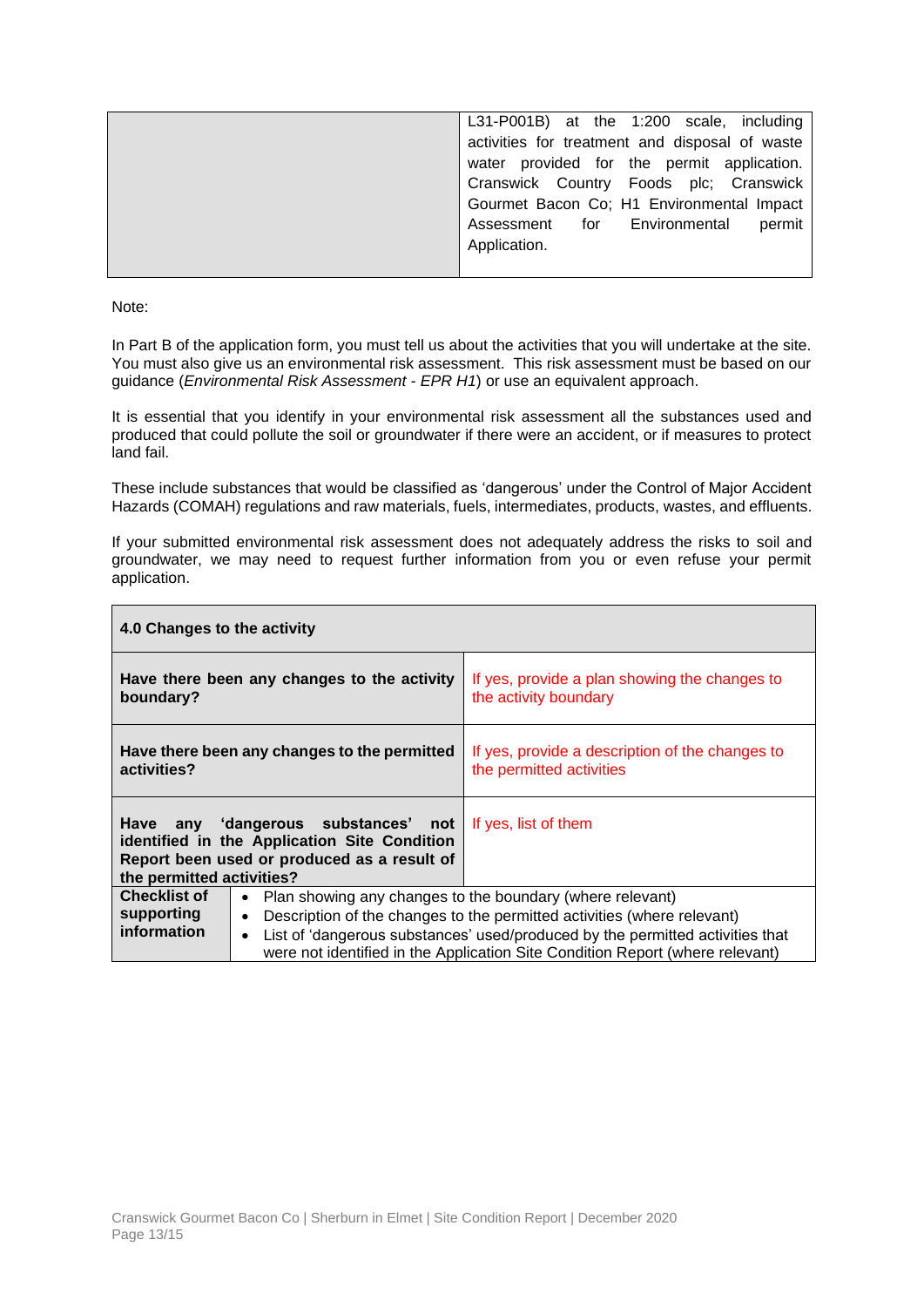| | L31-P001B) at the 1:200 scale, including activities for treatment and disposal of waste water provided for the permit application. Cranswick Country Foods plc; Cranswick Gourmet Bacon Co; H1 Environmental Impact Assessment for Environmental permit Application. |
|---|---|

Note:

In Part B of the application form, you must tell us about the activities that you will undertake at the site. You must also give us an environmental risk assessment. This risk assessment must be based on our guidance (*Environmental Risk Assessment - EPR H1*) or use an equivalent approach.

It is essential that you identify in your environmental risk assessment all the substances used and produced that could pollute the soil or groundwater if there were an accident, or if measures to protect land fail.

These include substances that would be classified as 'dangerous' under the Control of Major Accident Hazards (COMAH) regulations and raw materials, fuels, intermediates, products, wastes, and effluents.

If your submitted environmental risk assessment does not adequately address the risks to soil and groundwater, we may need to request further information from you or even refuse your permit application.

| **4.0 Changes to the activity** | |
|---|---|
| **Have there been any changes to the activity boundary?** | If yes, provide a plan showing the changes to the activity boundary |
| **Have there been any changes to the permitted activities?** | If yes, provide a description of the changes to the permitted activities |
| **Have any 'dangerous substances' not identified in the Application Site Condition Report been used or produced as a result of the permitted activities?** | If yes, list of them |
| **Checklist of supporting information** | • Plan showing any changes to the boundary (where relevant)<br>• Description of the changes to the permitted activities (where relevant)<br>• List of 'dangerous substances' used/produced by the permitted activities that were not identified in the Application Site Condition Report (where relevant) |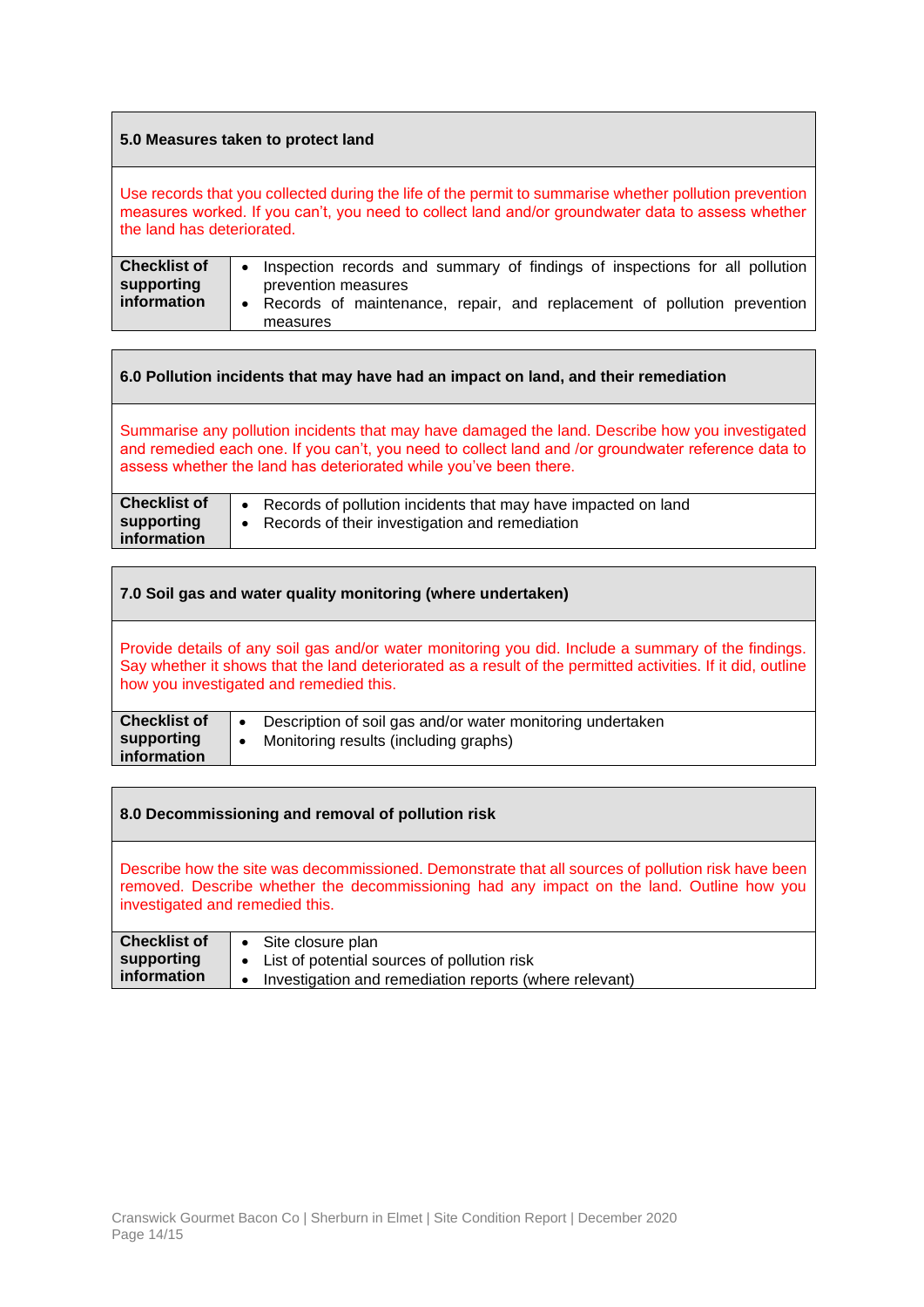| **5.0 Measures taken to protect land** | |
|---|---|
| Use records that you collected during the life of the permit to summarise whether pollution prevention measures worked. If you can't, you need to collect land and/or groundwater data to assess whether the land has deteriorated. | |
| **Checklist of supporting information** | • Inspection records and summary of findings of inspections for all pollution prevention measures<br>• Records of maintenance, repair, and replacement of pollution prevention measures |

| **6.0 Pollution incidents that may have had an impact on land, and their remediation** | |
|---|---|
| Summarise any pollution incidents that may have damaged the land. Describe how you investigated and remedied each one. If you can't, you need to collect land and /or groundwater reference data to assess whether the land has deteriorated while you've been there. | |
| **Checklist of supporting information** | • Records of pollution incidents that may have impacted on land<br>• Records of their investigation and remediation |

| **7.0 Soil gas and water quality monitoring (where undertaken)** | |
|---|---|
| Provide details of any soil gas and/or water monitoring you did. Include a summary of the findings. Say whether it shows that the land deteriorated as a result of the permitted activities. If it did, outline how you investigated and remedied this. | |
| **Checklist of supporting information** | • Description of soil gas and/or water monitoring undertaken<br>• Monitoring results (including graphs) |

| **8.0 Decommissioning and removal of pollution risk** | |
|---|---|
| Describe how the site was decommissioned. Demonstrate that all sources of pollution risk have been removed. Describe whether the decommissioning had any impact on the land. Outline how you investigated and remedied this. | |
| **Checklist of supporting information** | • Site closure plan<br>• List of potential sources of pollution risk<br>• Investigation and remediation reports (where relevant) |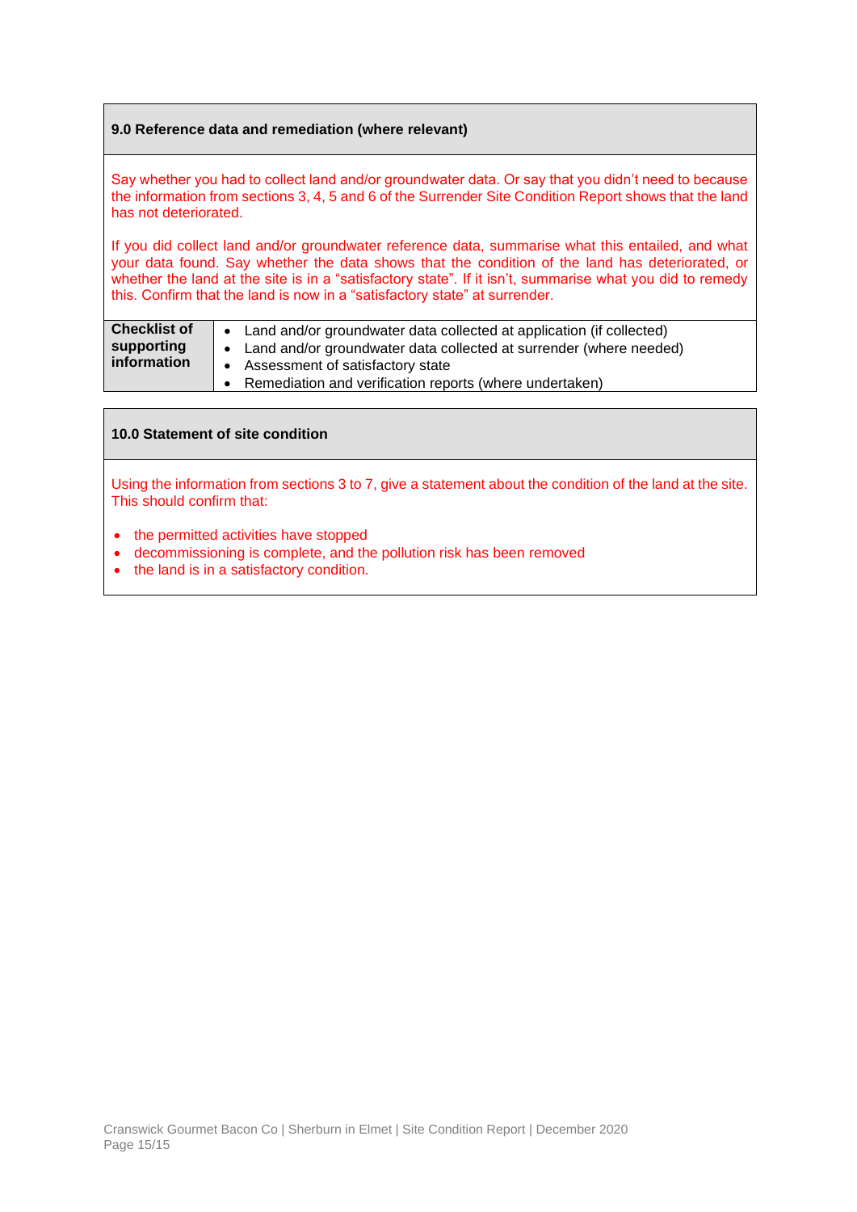### 9.0 Reference data and remediation (where relevant)

Say whether you had to collect land and/or groundwater data. Or say that you didn't need to because the information from sections 3, 4, 5 and 6 of the Surrender Site Condition Report shows that the land has not deteriorated.

If you did collect land and/or groundwater reference data, summarise what this entailed, and what your data found. Say whether the data shows that the condition of the land has deteriorated, or whether the land at the site is in a "satisfactory state". If it isn't, summarise what you did to remedy this. Confirm that the land is now in a "satisfactory state" at surrender.

| | |
|---|---|
| **Checklist of supporting information** | • Land and/or groundwater data collected at application (if collected)<br>• Land and/or groundwater data collected at surrender (where needed)<br>• Assessment of satisfactory state<br>• Remediation and verification reports (where undertaken) |

### 10.0 Statement of site condition

Using the information from sections 3 to 7, give a statement about the condition of the land at the site. This should confirm that:

- the permitted activities have stopped
- decommissioning is complete, and the pollution risk has been removed
- the land is in a satisfactory condition.